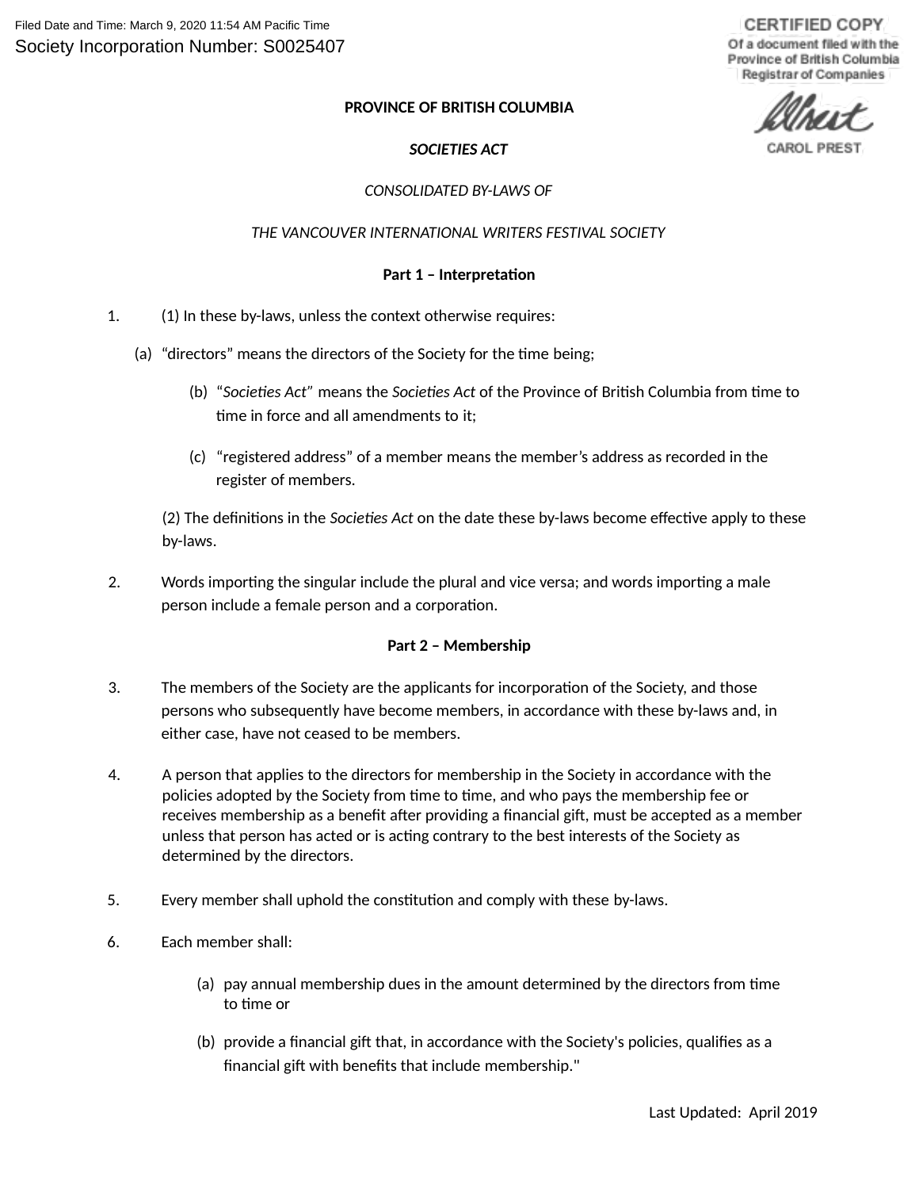Filed Date and Time: March 9, 2020 11:54 AM Pacific Time

Society Incorporation Number: S0025407

CERTIFIED COPY
Of a document filed with the Province of British Columbia Registrar of Companies

CAROL PREST

**PROVINCE OF BRITISH COLUMBIA**

***SOCIETIES ACT***

*CONSOLIDATED BY-LAWS OF*

*THE VANCOUVER INTERNATIONAL WRITERS FESTIVAL SOCIETY*

## Part 1 – Interpretation

1. (1) In these by-laws, unless the context otherwise requires:

   (a) "directors" means the directors of the Society for the time being;

   (b) "*Societies Act*" means the *Societies Act* of the Province of British Columbia from time to time in force and all amendments to it;

   (c) "registered address" of a member means the member's address as recorded in the register of members.

   (2) The definitions in the *Societies Act* on the date these by-laws become effective apply to these by-laws.

2. Words importing the singular include the plural and vice versa; and words importing a male person include a female person and a corporation.

## Part 2 – Membership

3. The members of the Society are the applicants for incorporation of the Society, and those persons who subsequently have become members, in accordance with these by-laws and, in either case, have not ceased to be members.

4. A person that applies to the directors for membership in the Society in accordance with the policies adopted by the Society from time to time, and who pays the membership fee or receives membership as a benefit after providing a financial gift, must be accepted as a member unless that person has acted or is acting contrary to the best interests of the Society as determined by the directors.

5. Every member shall uphold the constitution and comply with these by-laws.

6. Each member shall:

   (a) pay annual membership dues in the amount determined by the directors from time to time or

   (b) provide a financial gift that, in accordance with the Society's policies, qualifies as a financial gift with benefits that include membership."

Last Updated: April 2019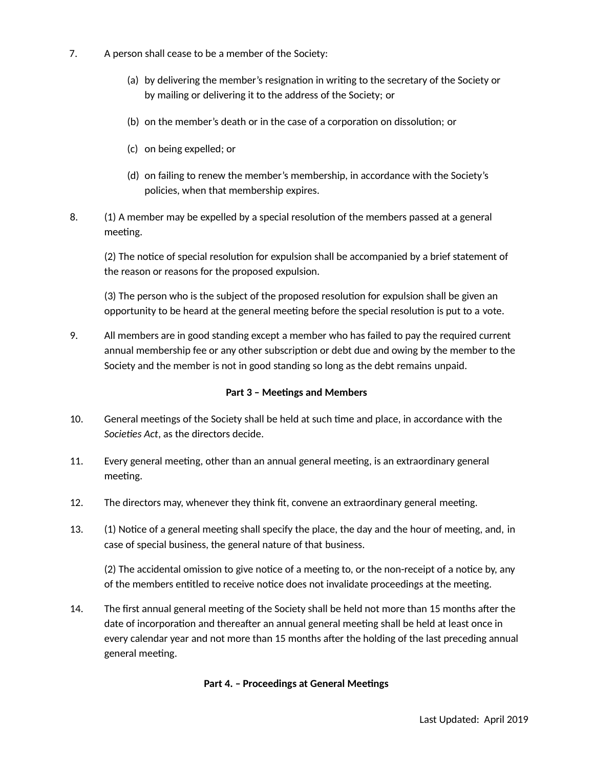7. A person shall cease to be a member of the Society:

   (a) by delivering the member's resignation in writing to the secretary of the Society or by mailing or delivering it to the address of the Society; or

   (b) on the member's death or in the case of a corporation on dissolution; or

   (c) on being expelled; or

   (d) on failing to renew the member's membership, in accordance with the Society's policies, when that membership expires.

8. (1) A member may be expelled by a special resolution of the members passed at a general meeting.

   (2) The notice of special resolution for expulsion shall be accompanied by a brief statement of the reason or reasons for the proposed expulsion.

   (3) The person who is the subject of the proposed resolution for expulsion shall be given an opportunity to be heard at the general meeting before the special resolution is put to a vote.

9. All members are in good standing except a member who has failed to pay the required current annual membership fee or any other subscription or debt due and owing by the member to the Society and the member is not in good standing so long as the debt remains unpaid.

**Part 3 – Meetings and Members**

10. General meetings of the Society shall be held at such time and place, in accordance with the *Societies Act*, as the directors decide.

11. Every general meeting, other than an annual general meeting, is an extraordinary general meeting.

12. The directors may, whenever they think fit, convene an extraordinary general meeting.

13. (1) Notice of a general meeting shall specify the place, the day and the hour of meeting, and, in case of special business, the general nature of that business.

    (2) The accidental omission to give notice of a meeting to, or the non-receipt of a notice by, any of the members entitled to receive notice does not invalidate proceedings at the meeting.

14. The first annual general meeting of the Society shall be held not more than 15 months after the date of incorporation and thereafter an annual general meeting shall be held at least once in every calendar year and not more than 15 months after the holding of the last preceding annual general meeting.

**Part 4. – Proceedings at General Meetings**

Last Updated: April 2019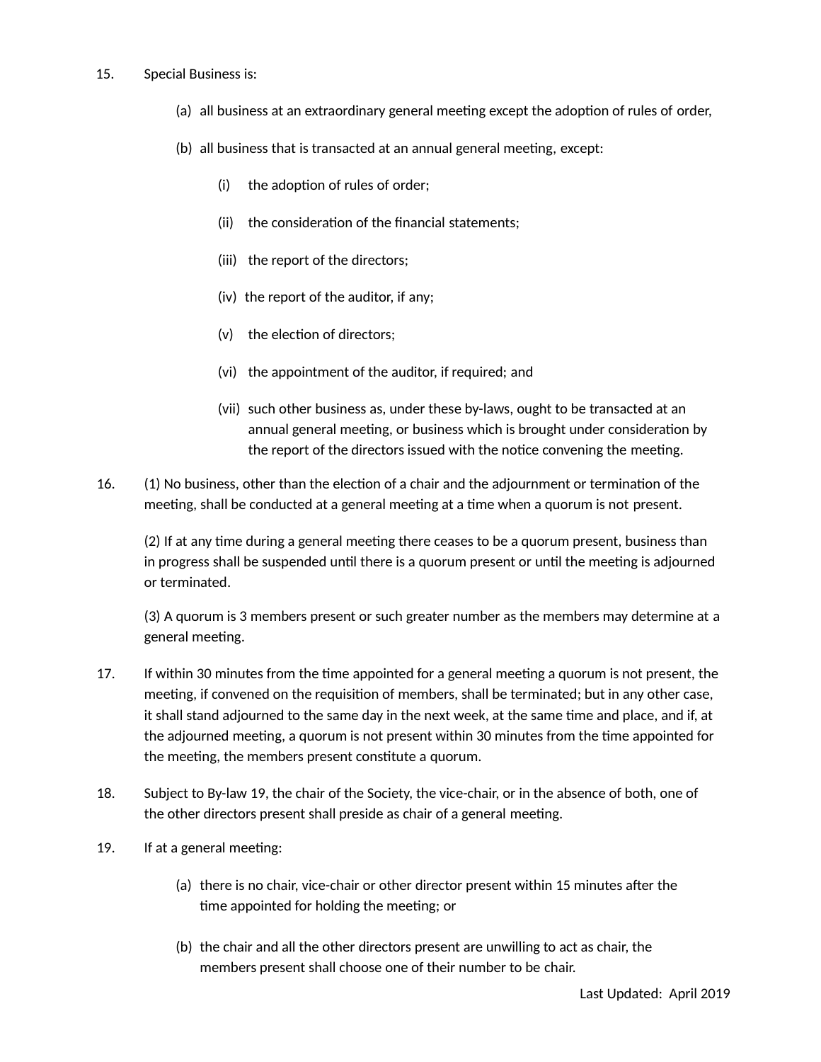15. Special Business is:

    (a) all business at an extraordinary general meeting except the adoption of rules of order,

    (b) all business that is transacted at an annual general meeting, except:

        (i) the adoption of rules of order;

        (ii) the consideration of the financial statements;

        (iii) the report of the directors;

        (iv) the report of the auditor, if any;

        (v) the election of directors;

        (vi) the appointment of the auditor, if required; and

        (vii) such other business as, under these by-laws, ought to be transacted at an annual general meeting, or business which is brought under consideration by the report of the directors issued with the notice convening the meeting.

16. (1) No business, other than the election of a chair and the adjournment or termination of the meeting, shall be conducted at a general meeting at a time when a quorum is not present.

    (2) If at any time during a general meeting there ceases to be a quorum present, business than in progress shall be suspended until there is a quorum present or until the meeting is adjourned or terminated.

    (3) A quorum is 3 members present or such greater number as the members may determine at a general meeting.

17. If within 30 minutes from the time appointed for a general meeting a quorum is not present, the meeting, if convened on the requisition of members, shall be terminated; but in any other case, it shall stand adjourned to the same day in the next week, at the same time and place, and if, at the adjourned meeting, a quorum is not present within 30 minutes from the time appointed for the meeting, the members present constitute a quorum.

18. Subject to By-law 19, the chair of the Society, the vice-chair, or in the absence of both, one of the other directors present shall preside as chair of a general meeting.

19. If at a general meeting:

    (a) there is no chair, vice-chair or other director present within 15 minutes after the time appointed for holding the meeting; or

    (b) the chair and all the other directors present are unwilling to act as chair, the members present shall choose one of their number to be chair.

Last Updated: April 2019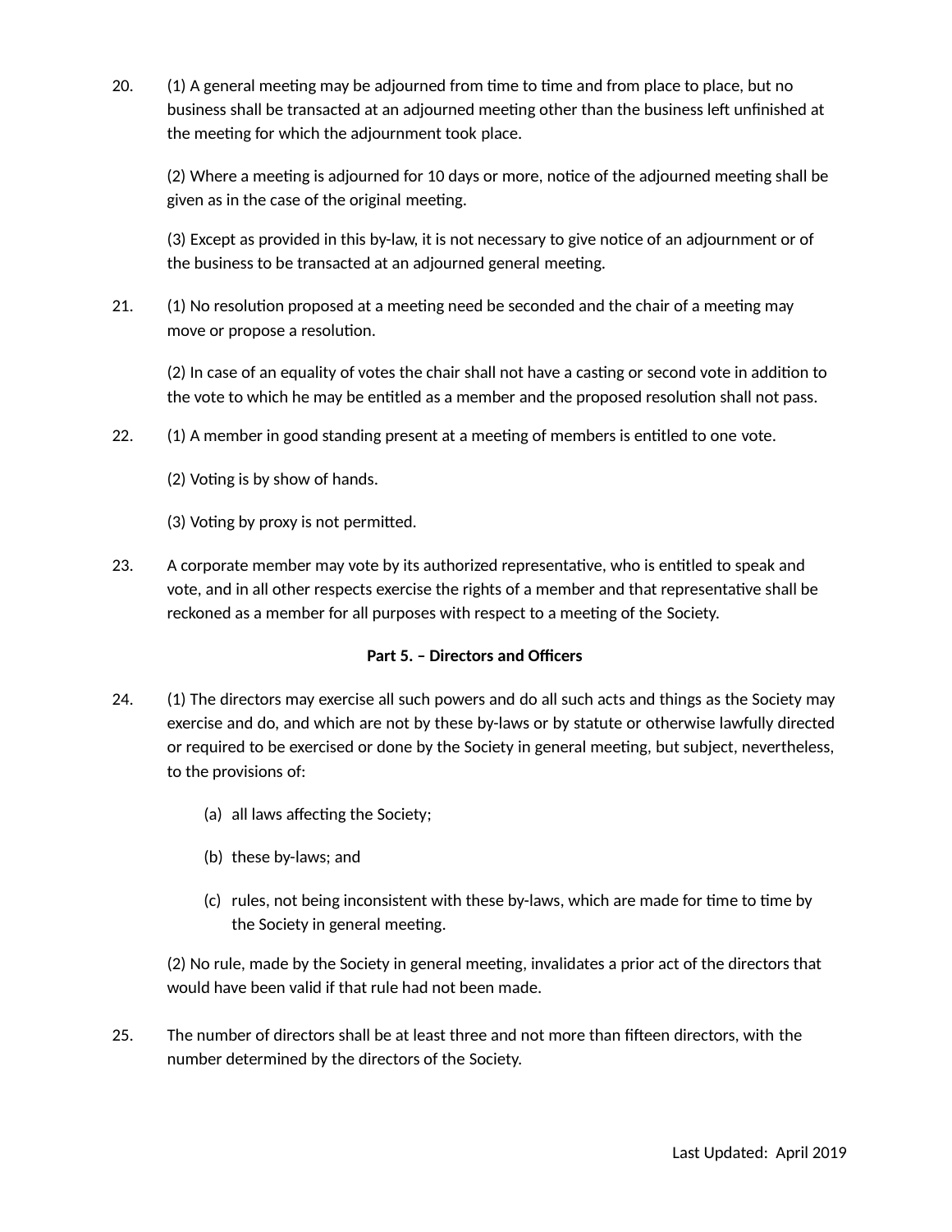20. (1) A general meeting may be adjourned from time to time and from place to place, but no business shall be transacted at an adjourned meeting other than the business left unfinished at the meeting for which the adjournment took place.

    (2) Where a meeting is adjourned for 10 days or more, notice of the adjourned meeting shall be given as in the case of the original meeting.

    (3) Except as provided in this by-law, it is not necessary to give notice of an adjournment or of the business to be transacted at an adjourned general meeting.

21. (1) No resolution proposed at a meeting need be seconded and the chair of a meeting may move or propose a resolution.

    (2) In case of an equality of votes the chair shall not have a casting or second vote in addition to the vote to which he may be entitled as a member and the proposed resolution shall not pass.

22. (1) A member in good standing present at a meeting of members is entitled to one vote.

    (2) Voting is by show of hands.

    (3) Voting by proxy is not permitted.

23. A corporate member may vote by its authorized representative, who is entitled to speak and vote, and in all other respects exercise the rights of a member and that representative shall be reckoned as a member for all purposes with respect to a meeting of the Society.

**Part 5. – Directors and Officers**

24. (1) The directors may exercise all such powers and do all such acts and things as the Society may exercise and do, and which are not by these by-laws or by statute or otherwise lawfully directed or required to be exercised or done by the Society in general meeting, but subject, nevertheless, to the provisions of:

    (a) all laws affecting the Society;

    (b) these by-laws; and

    (c) rules, not being inconsistent with these by-laws, which are made for time to time by the Society in general meeting.

    (2) No rule, made by the Society in general meeting, invalidates a prior act of the directors that would have been valid if that rule had not been made.

25. The number of directors shall be at least three and not more than fifteen directors, with the number determined by the directors of the Society.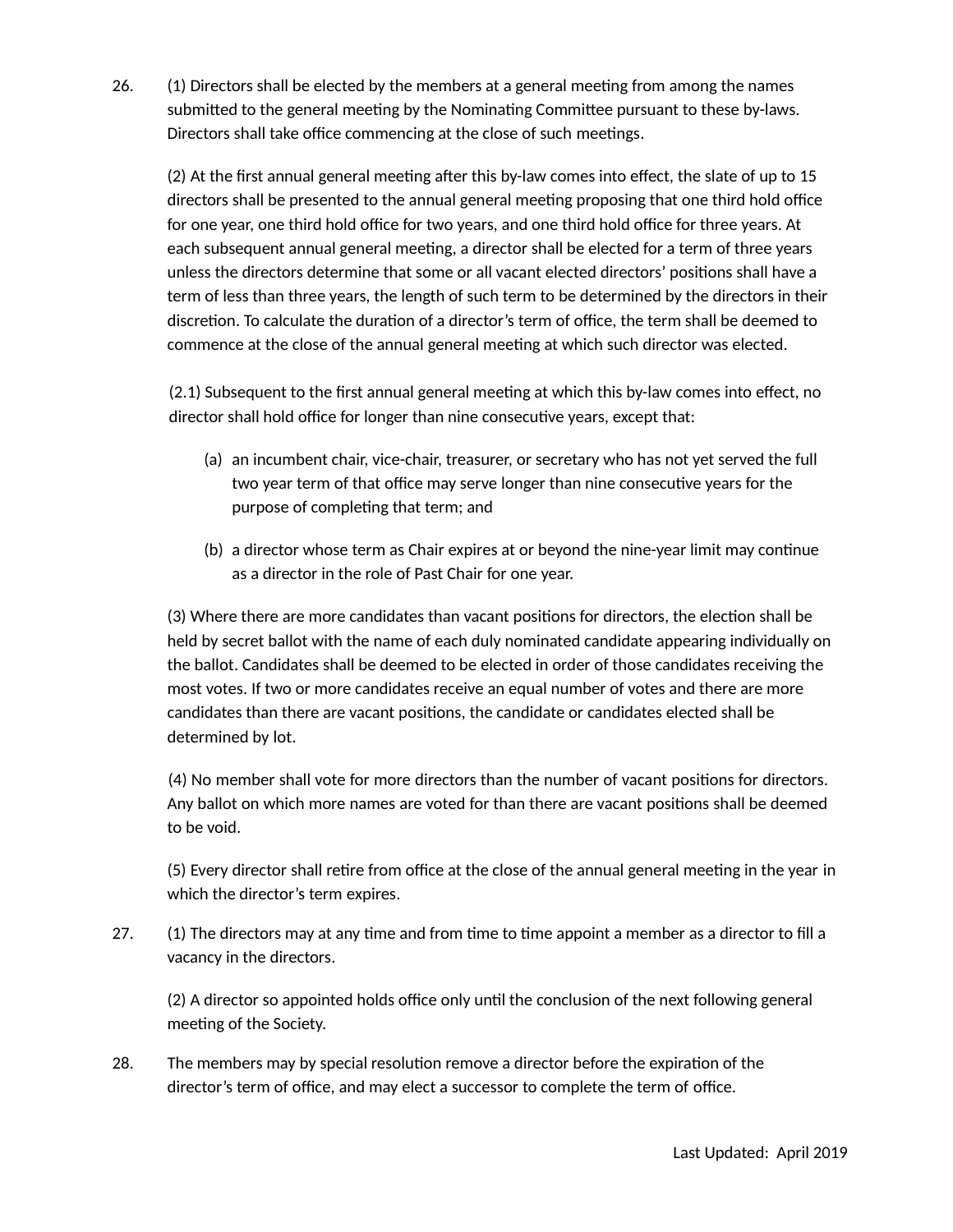26. (1) Directors shall be elected by the members at a general meeting from among the names submitted to the general meeting by the Nominating Committee pursuant to these by-laws. Directors shall take office commencing at the close of such meetings.

    (2) At the first annual general meeting after this by-law comes into effect, the slate of up to 15 directors shall be presented to the annual general meeting proposing that one third hold office for one year, one third hold office for two years, and one third hold office for three years. At each subsequent annual general meeting, a director shall be elected for a term of three years unless the directors determine that some or all vacant elected directors' positions shall have a term of less than three years, the length of such term to be determined by the directors in their discretion. To calculate the duration of a director's term of office, the term shall be deemed to commence at the close of the annual general meeting at which such director was elected.

    (2.1) Subsequent to the first annual general meeting at which this by-law comes into effect, no director shall hold office for longer than nine consecutive years, except that:

    (a) an incumbent chair, vice-chair, treasurer, or secretary who has not yet served the full two year term of that office may serve longer than nine consecutive years for the purpose of completing that term; and

    (b) a director whose term as Chair expires at or beyond the nine-year limit may continue as a director in the role of Past Chair for one year.

    (3) Where there are more candidates than vacant positions for directors, the election shall be held by secret ballot with the name of each duly nominated candidate appearing individually on the ballot. Candidates shall be deemed to be elected in order of those candidates receiving the most votes. If two or more candidates receive an equal number of votes and there are more candidates than there are vacant positions, the candidate or candidates elected shall be determined by lot.

    (4) No member shall vote for more directors than the number of vacant positions for directors. Any ballot on which more names are voted for than there are vacant positions shall be deemed to be void.

    (5) Every director shall retire from office at the close of the annual general meeting in the year in which the director's term expires.

27. (1) The directors may at any time and from time to time appoint a member as a director to fill a vacancy in the directors.

    (2) A director so appointed holds office only until the conclusion of the next following general meeting of the Society.

28. The members may by special resolution remove a director before the expiration of the director's term of office, and may elect a successor to complete the term of office.

Last Updated: April 2019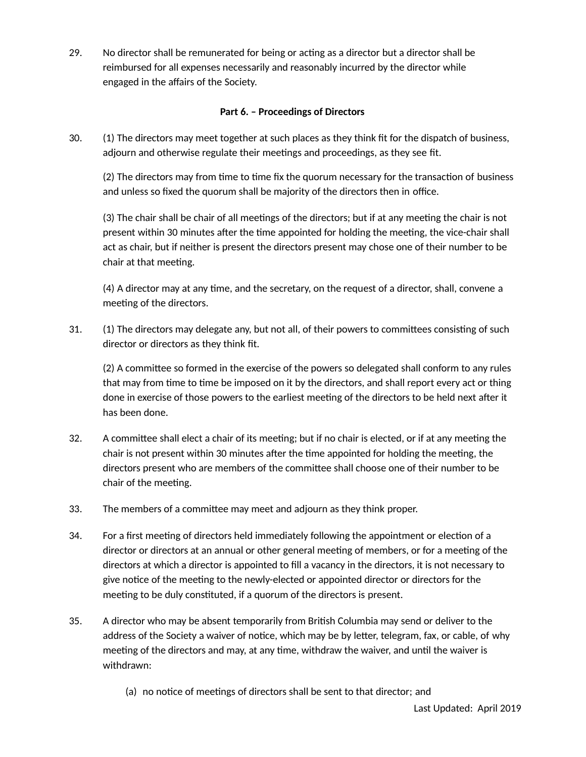29. No director shall be remunerated for being or acting as a director but a director shall be reimbursed for all expenses necessarily and reasonably incurred by the director while engaged in the affairs of the Society.

## Part 6. – Proceedings of Directors

30. (1) The directors may meet together at such places as they think fit for the dispatch of business, adjourn and otherwise regulate their meetings and proceedings, as they see fit.

    (2) The directors may from time to time fix the quorum necessary for the transaction of business and unless so fixed the quorum shall be majority of the directors then in office.

    (3) The chair shall be chair of all meetings of the directors; but if at any meeting the chair is not present within 30 minutes after the time appointed for holding the meeting, the vice-chair shall act as chair, but if neither is present the directors present may chose one of their number to be chair at that meeting.

    (4) A director may at any time, and the secretary, on the request of a director, shall, convene a meeting of the directors.

31. (1) The directors may delegate any, but not all, of their powers to committees consisting of such director or directors as they think fit.

    (2) A committee so formed in the exercise of the powers so delegated shall conform to any rules that may from time to time be imposed on it by the directors, and shall report every act or thing done in exercise of those powers to the earliest meeting of the directors to be held next after it has been done.

32. A committee shall elect a chair of its meeting; but if no chair is elected, or if at any meeting the chair is not present within 30 minutes after the time appointed for holding the meeting, the directors present who are members of the committee shall choose one of their number to be chair of the meeting.

33. The members of a committee may meet and adjourn as they think proper.

34. For a first meeting of directors held immediately following the appointment or election of a director or directors at an annual or other general meeting of members, or for a meeting of the directors at which a director is appointed to fill a vacancy in the directors, it is not necessary to give notice of the meeting to the newly-elected or appointed director or directors for the meeting to be duly constituted, if a quorum of the directors is present.

35. A director who may be absent temporarily from British Columbia may send or deliver to the address of the Society a waiver of notice, which may be by letter, telegram, fax, or cable, of why meeting of the directors and may, at any time, withdraw the waiver, and until the waiver is withdrawn:

    (a) no notice of meetings of directors shall be sent to that director; and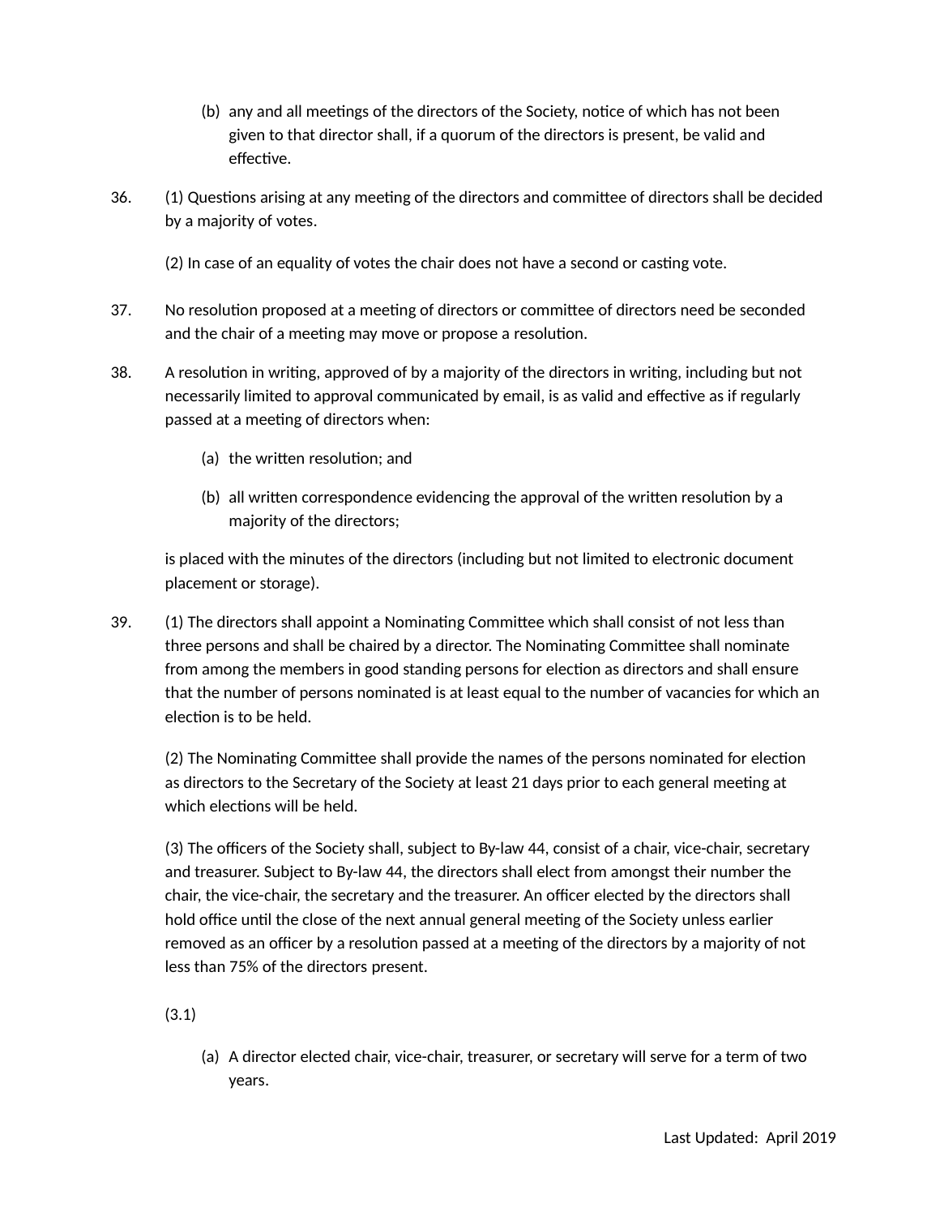(b) any and all meetings of the directors of the Society, notice of which has not been given to that director shall, if a quorum of the directors is present, be valid and effective.

36. (1) Questions arising at any meeting of the directors and committee of directors shall be decided by a majority of votes.

(2) In case of an equality of votes the chair does not have a second or casting vote.

37. No resolution proposed at a meeting of directors or committee of directors need be seconded and the chair of a meeting may move or propose a resolution.

38. A resolution in writing, approved of by a majority of the directors in writing, including but not necessarily limited to approval communicated by email, is as valid and effective as if regularly passed at a meeting of directors when:

(a) the written resolution; and

(b) all written correspondence evidencing the approval of the written resolution by a majority of the directors;

is placed with the minutes of the directors (including but not limited to electronic document placement or storage).

39. (1) The directors shall appoint a Nominating Committee which shall consist of not less than three persons and shall be chaired by a director. The Nominating Committee shall nominate from among the members in good standing persons for election as directors and shall ensure that the number of persons nominated is at least equal to the number of vacancies for which an election is to be held.

(2) The Nominating Committee shall provide the names of the persons nominated for election as directors to the Secretary of the Society at least 21 days prior to each general meeting at which elections will be held.

(3) The officers of the Society shall, subject to By-law 44, consist of a chair, vice-chair, secretary and treasurer. Subject to By-law 44, the directors shall elect from amongst their number the chair, the vice-chair, the secretary and the treasurer. An officer elected by the directors shall hold office until the close of the next annual general meeting of the Society unless earlier removed as an officer by a resolution passed at a meeting of the directors by a majority of not less than 75% of the directors present.

(3.1)

(a) A director elected chair, vice-chair, treasurer, or secretary will serve for a term of two years.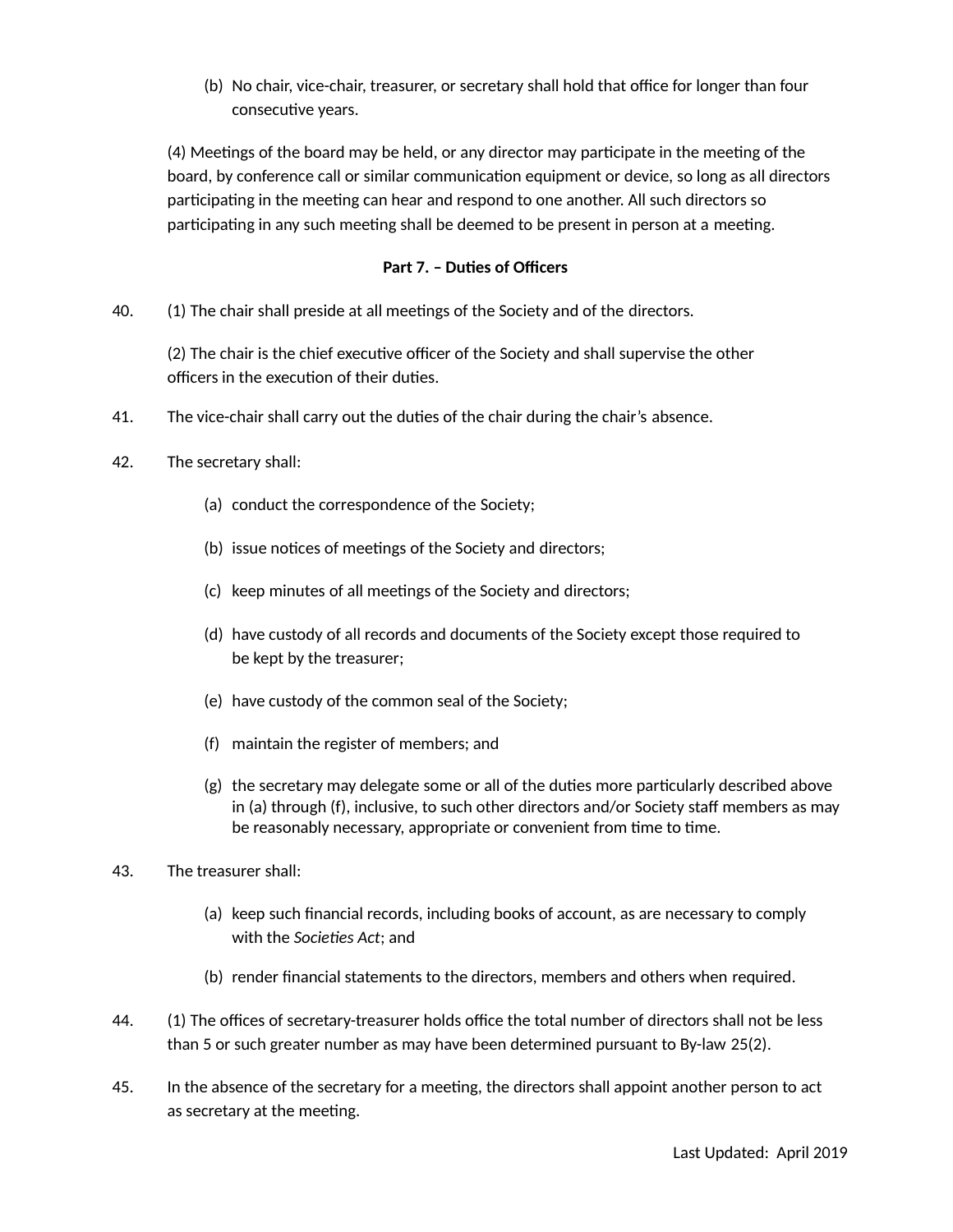(b) No chair, vice-chair, treasurer, or secretary shall hold that office for longer than four consecutive years.

(4) Meetings of the board may be held, or any director may participate in the meeting of the board, by conference call or similar communication equipment or device, so long as all directors participating in the meeting can hear and respond to one another. All such directors so participating in any such meeting shall be deemed to be present in person at a meeting.

**Part 7. – Duties of Officers**

40. (1) The chair shall preside at all meetings of the Society and of the directors.

(2) The chair is the chief executive officer of the Society and shall supervise the other officers in the execution of their duties.

41. The vice-chair shall carry out the duties of the chair during the chair's absence.

42. The secretary shall:

(a) conduct the correspondence of the Society;

(b) issue notices of meetings of the Society and directors;

(c) keep minutes of all meetings of the Society and directors;

(d) have custody of all records and documents of the Society except those required to be kept by the treasurer;

(e) have custody of the common seal of the Society;

(f) maintain the register of members; and

(g) the secretary may delegate some or all of the duties more particularly described above in (a) through (f), inclusive, to such other directors and/or Society staff members as may be reasonably necessary, appropriate or convenient from time to time.

43. The treasurer shall:

(a) keep such financial records, including books of account, as are necessary to comply with the *Societies Act*; and

(b) render financial statements to the directors, members and others when required.

44. (1) The offices of secretary-treasurer holds office the total number of directors shall not be less than 5 or such greater number as may have been determined pursuant to By-law 25(2).

45. In the absence of the secretary for a meeting, the directors shall appoint another person to act as secretary at the meeting.

Last Updated: April 2019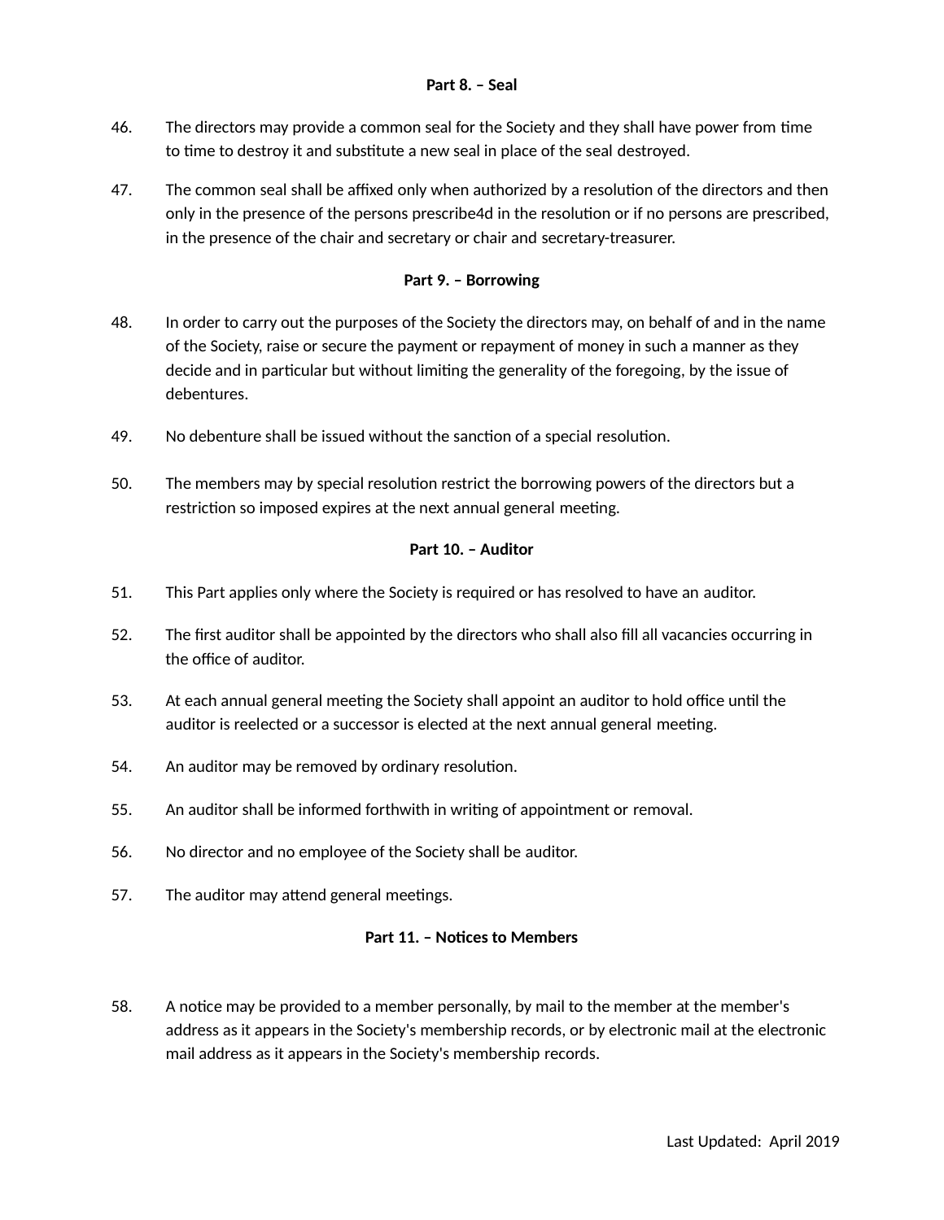**Part 8. – Seal**

46. The directors may provide a common seal for the Society and they shall have power from time to time to destroy it and substitute a new seal in place of the seal destroyed.

47. The common seal shall be affixed only when authorized by a resolution of the directors and then only in the presence of the persons prescribe4d in the resolution or if no persons are prescribed, in the presence of the chair and secretary or chair and secretary-treasurer.

**Part 9. – Borrowing**

48. In order to carry out the purposes of the Society the directors may, on behalf of and in the name of the Society, raise or secure the payment or repayment of money in such a manner as they decide and in particular but without limiting the generality of the foregoing, by the issue of debentures.

49. No debenture shall be issued without the sanction of a special resolution.

50. The members may by special resolution restrict the borrowing powers of the directors but a restriction so imposed expires at the next annual general meeting.

**Part 10. – Auditor**

51. This Part applies only where the Society is required or has resolved to have an auditor.

52. The first auditor shall be appointed by the directors who shall also fill all vacancies occurring in the office of auditor.

53. At each annual general meeting the Society shall appoint an auditor to hold office until the auditor is reelected or a successor is elected at the next annual general meeting.

54. An auditor may be removed by ordinary resolution.

55. An auditor shall be informed forthwith in writing of appointment or removal.

56. No director and no employee of the Society shall be auditor.

57. The auditor may attend general meetings.

**Part 11. – Notices to Members**

58. A notice may be provided to a member personally, by mail to the member at the member's address as it appears in the Society's membership records, or by electronic mail at the electronic mail address as it appears in the Society's membership records.

Last Updated: April 2019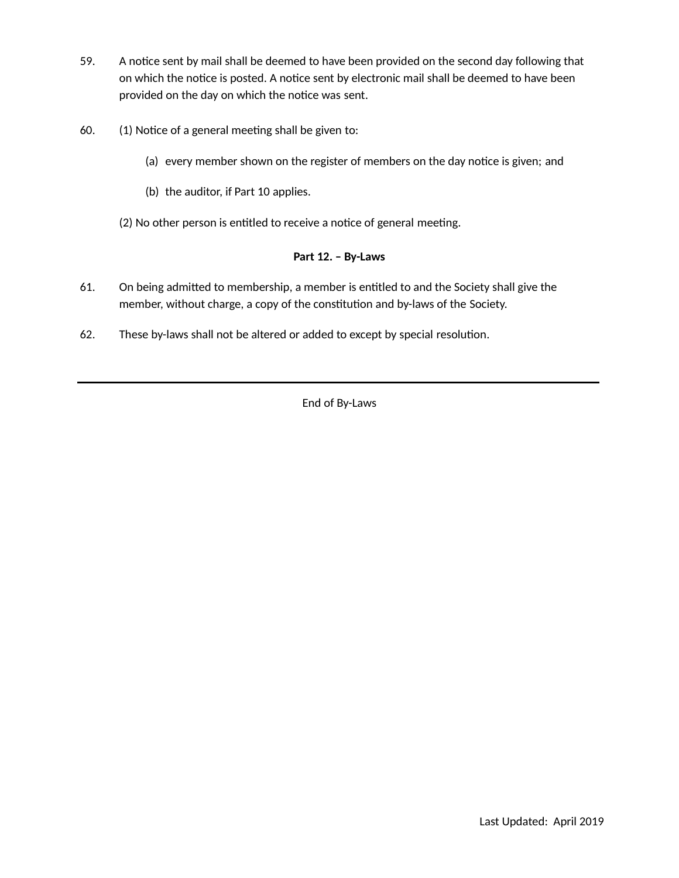59. A notice sent by mail shall be deemed to have been provided on the second day following that on which the notice is posted. A notice sent by electronic mail shall be deemed to have been provided on the day on which the notice was sent.

60. (1) Notice of a general meeting shall be given to:

    (a) every member shown on the register of members on the day notice is given; and

    (b) the auditor, if Part 10 applies.

    (2) No other person is entitled to receive a notice of general meeting.

**Part 12. – By-Laws**

61. On being admitted to membership, a member is entitled to and the Society shall give the member, without charge, a copy of the constitution and by-laws of the Society.

62. These by-laws shall not be altered or added to except by special resolution.

---

End of By-Laws

Last Updated: April 2019